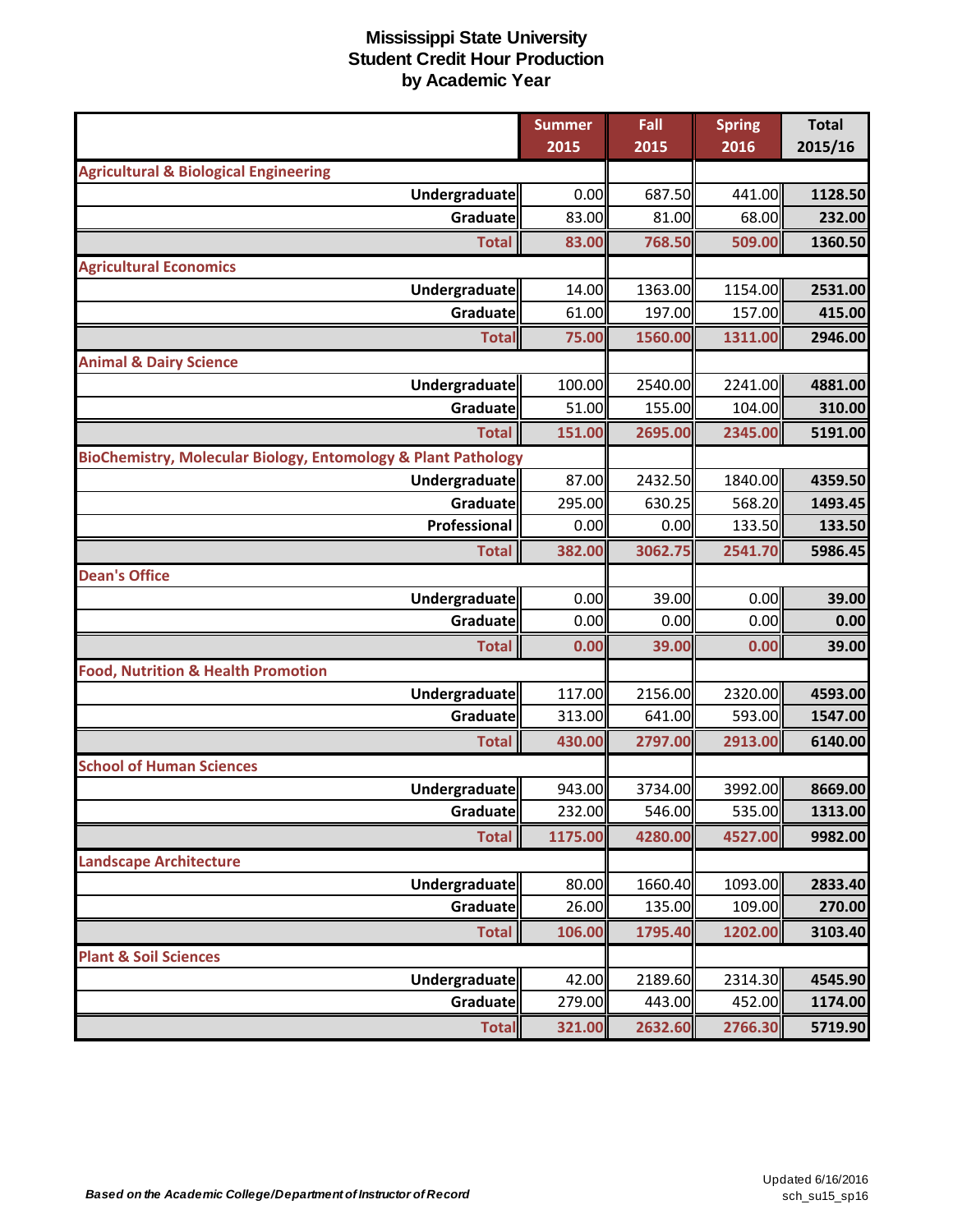# Mississippi State University
## Student Credit Hour Production
### by Academic Year

| | Summer 2015 | Fall 2015 | Spring 2016 | Total 2015/16 |
|---|---|---|---|---|
| **Agricultural & Biological Engineering** | | | | |
| Undergraduate | 0.00 | 687.50 | 441.00 | 1128.50 |
| Graduate | 83.00 | 81.00 | 68.00 | 232.00 |
| **Total** | **83.00** | **768.50** | **509.00** | **1360.50** |
| **Agricultural Economics** | | | | |
| Undergraduate | 14.00 | 1363.00 | 1154.00 | 2531.00 |
| Graduate | 61.00 | 197.00 | 157.00 | 415.00 |
| **Total** | **75.00** | **1560.00** | **1311.00** | **2946.00** |
| **Animal & Dairy Science** | | | | |
| Undergraduate | 100.00 | 2540.00 | 2241.00 | 4881.00 |
| Graduate | 51.00 | 155.00 | 104.00 | 310.00 |
| **Total** | **151.00** | **2695.00** | **2345.00** | **5191.00** |
| **BioChemistry, Molecular Biology, Entomology & Plant Pathology** | | | | |
| Undergraduate | 87.00 | 2432.50 | 1840.00 | 4359.50 |
| Graduate | 295.00 | 630.25 | 568.20 | 1493.45 |
| Professional | 0.00 | 0.00 | 133.50 | 133.50 |
| **Total** | **382.00** | **3062.75** | **2541.70** | **5986.45** |
| **Dean's Office** | | | | |
| Undergraduate | 0.00 | 39.00 | 0.00 | 39.00 |
| Graduate | 0.00 | 0.00 | 0.00 | 0.00 |
| **Total** | **0.00** | **39.00** | **0.00** | **39.00** |
| **Food, Nutrition & Health Promotion** | | | | |
| Undergraduate | 117.00 | 2156.00 | 2320.00 | 4593.00 |
| Graduate | 313.00 | 641.00 | 593.00 | 1547.00 |
| **Total** | **430.00** | **2797.00** | **2913.00** | **6140.00** |
| **School of Human Sciences** | | | | |
| Undergraduate | 943.00 | 3734.00 | 3992.00 | 8669.00 |
| Graduate | 232.00 | 546.00 | 535.00 | 1313.00 |
| **Total** | **1175.00** | **4280.00** | **4527.00** | **9982.00** |
| **Landscape Architecture** | | | | |
| Undergraduate | 80.00 | 1660.40 | 1093.00 | 2833.40 |
| Graduate | 26.00 | 135.00 | 109.00 | 270.00 |
| **Total** | **106.00** | **1795.40** | **1202.00** | **3103.40** |
| **Plant & Soil Sciences** | | | | |
| Undergraduate | 42.00 | 2189.60 | 2314.30 | 4545.90 |
| Graduate | 279.00 | 443.00 | 452.00 | 1174.00 |
| **Total** | **321.00** | **2632.60** | **2766.30** | **5719.90** |

*Based on the Academic College/Department of Instructor of Record*

Updated 6/16/2016
sch_su15_sp16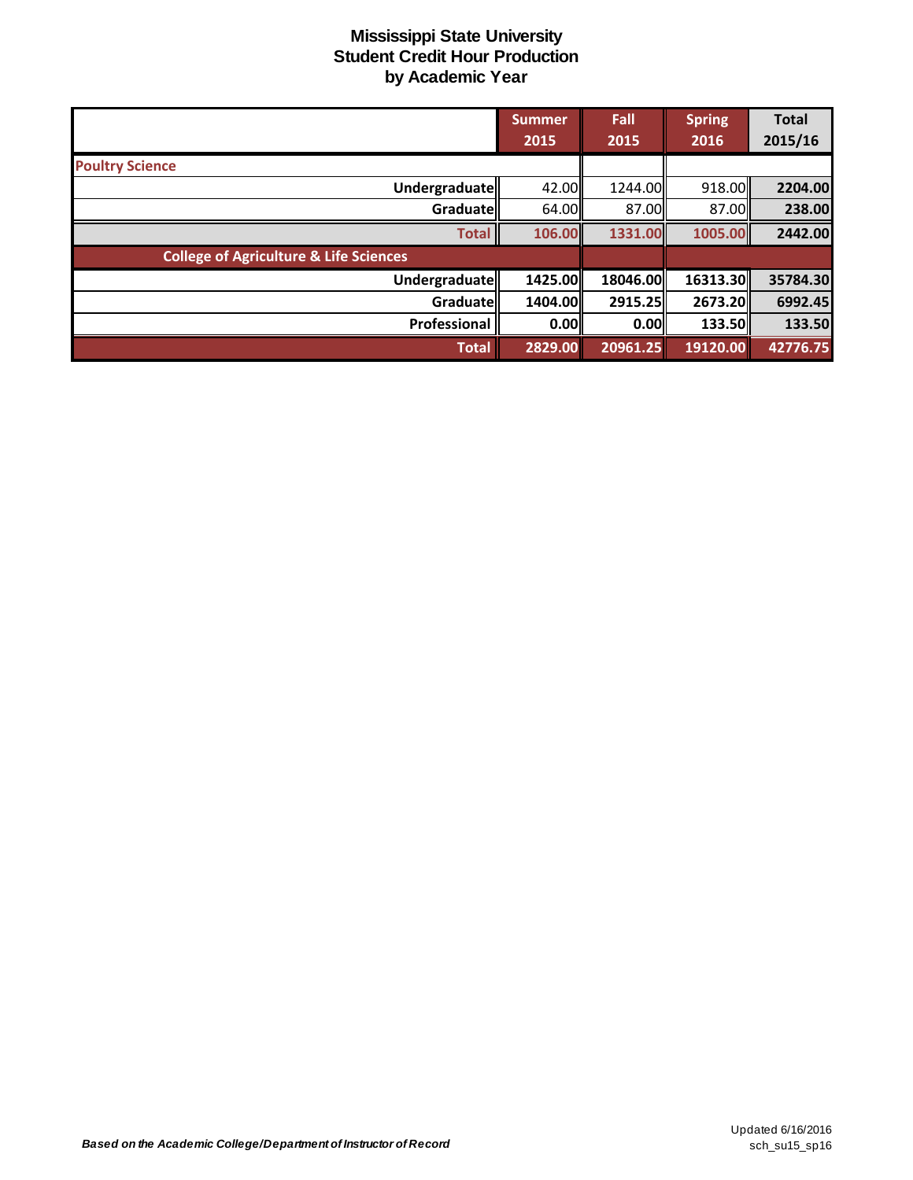# Mississippi State University
## Student Credit Hour Production
### by Academic Year

| | Summer 2015 | Fall 2015 | Spring 2016 | Total 2015/16 |
|---|---|---|---|---|
| **Poultry Science** | | | | |
| **Undergraduate** | 42.00 | 1244.00 | 918.00 | **2204.00** |
| **Graduate** | 64.00 | 87.00 | 87.00 | **238.00** |
| **Total** | **106.00** | **1331.00** | **1005.00** | **2442.00** |
| **College of Agriculture & Life Sciences** | | | | |
| **Undergraduate** | **1425.00** | **18046.00** | **16313.30** | **35784.30** |
| **Graduate** | **1404.00** | **2915.25** | **2673.20** | **6992.45** |
| **Professional** | **0.00** | **0.00** | **133.50** | **133.50** |
| **Total** | **2829.00** | **20961.25** | **19120.00** | **42776.75** |

***Based on the Academic College/Department of Instructor of Record***

Updated 6/16/2016
sch_su15_sp16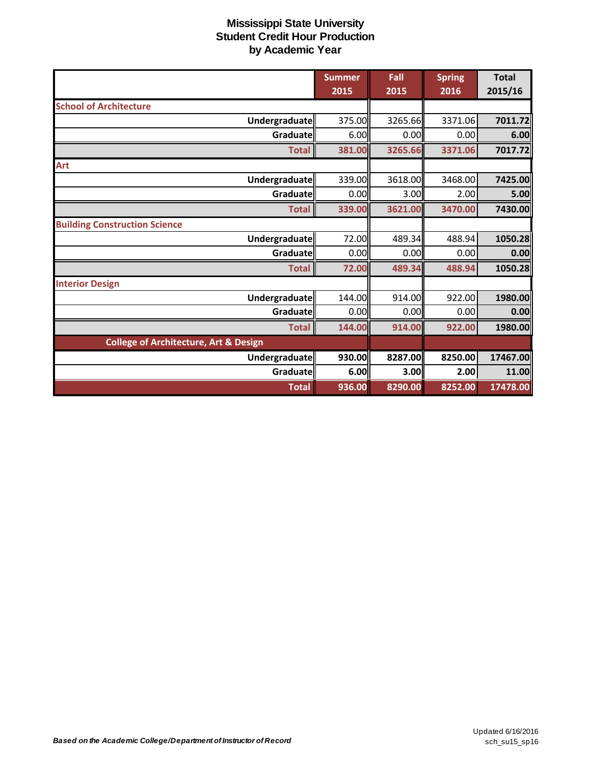# Mississippi State University
## Student Credit Hour Production
### by Academic Year

| | Summer 2015 | Fall 2015 | Spring 2016 | Total 2015/16 |
|---|---|---|---|---|
| **School of Architecture** | | | | |
| **Undergraduate** | 375.00 | 3265.66 | 3371.06 | **7011.72** |
| **Graduate** | 6.00 | 0.00 | 0.00 | **6.00** |
| **Total** | **381.00** | **3265.66** | **3371.06** | **7017.72** |
| **Art** | | | | |
| **Undergraduate** | 339.00 | 3618.00 | 3468.00 | **7425.00** |
| **Graduate** | 0.00 | 3.00 | 2.00 | **5.00** |
| **Total** | **339.00** | **3621.00** | **3470.00** | **7430.00** |
| **Building Construction Science** | | | | |
| **Undergraduate** | 72.00 | 489.34 | 488.94 | **1050.28** |
| **Graduate** | 0.00 | 0.00 | 0.00 | **0.00** |
| **Total** | **72.00** | **489.34** | **488.94** | **1050.28** |
| **Interior Design** | | | | |
| **Undergraduate** | 144.00 | 914.00 | 922.00 | **1980.00** |
| **Graduate** | 0.00 | 0.00 | 0.00 | **0.00** |
| **Total** | **144.00** | **914.00** | **922.00** | **1980.00** |
| **College of Architecture, Art & Design** | | | | |
| **Undergraduate** | **930.00** | **8287.00** | **8250.00** | **17467.00** |
| **Graduate** | **6.00** | **3.00** | **2.00** | **11.00** |
| **Total** | **936.00** | **8290.00** | **8252.00** | **17478.00** |

***Based on the Academic College/Department of Instructor of Record***

Updated 6/16/2016
sch_su15_sp16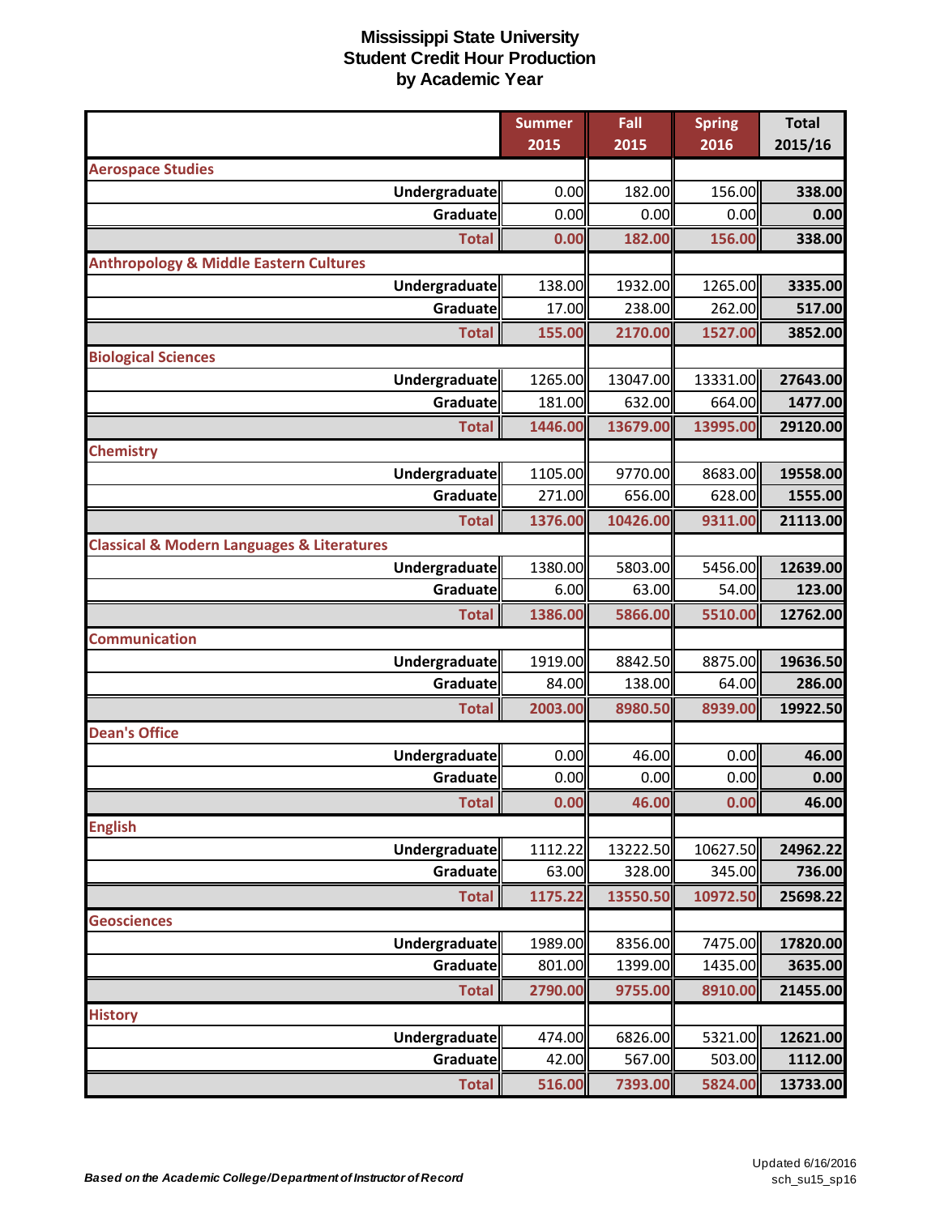# Mississippi State University
## Student Credit Hour Production
## by Academic Year

| | Summer 2015 | Fall 2015 | Spring 2016 | Total 2015/16 |
|---|---|---|---|---|
| **Aerospace Studies** | | | | |
| Undergraduate | 0.00 | 182.00 | 156.00 | 338.00 |
| Graduate | 0.00 | 0.00 | 0.00 | 0.00 |
| **Total** | **0.00** | **182.00** | **156.00** | **338.00** |
| **Anthropology & Middle Eastern Cultures** | | | | |
| Undergraduate | 138.00 | 1932.00 | 1265.00 | 3335.00 |
| Graduate | 17.00 | 238.00 | 262.00 | 517.00 |
| **Total** | **155.00** | **2170.00** | **1527.00** | **3852.00** |
| **Biological Sciences** | | | | |
| Undergraduate | 1265.00 | 13047.00 | 13331.00 | 27643.00 |
| Graduate | 181.00 | 632.00 | 664.00 | 1477.00 |
| **Total** | **1446.00** | **13679.00** | **13995.00** | **29120.00** |
| **Chemistry** | | | | |
| Undergraduate | 1105.00 | 9770.00 | 8683.00 | 19558.00 |
| Graduate | 271.00 | 656.00 | 628.00 | 1555.00 |
| **Total** | **1376.00** | **10426.00** | **9311.00** | **21113.00** |
| **Classical & Modern Languages & Literatures** | | | | |
| Undergraduate | 1380.00 | 5803.00 | 5456.00 | 12639.00 |
| Graduate | 6.00 | 63.00 | 54.00 | 123.00 |
| **Total** | **1386.00** | **5866.00** | **5510.00** | **12762.00** |
| **Communication** | | | | |
| Undergraduate | 1919.00 | 8842.50 | 8875.00 | 19636.50 |
| Graduate | 84.00 | 138.00 | 64.00 | 286.00 |
| **Total** | **2003.00** | **8980.50** | **8939.00** | **19922.50** |
| **Dean's Office** | | | | |
| Undergraduate | 0.00 | 46.00 | 0.00 | 46.00 |
| Graduate | 0.00 | 0.00 | 0.00 | 0.00 |
| **Total** | **0.00** | **46.00** | **0.00** | **46.00** |
| **English** | | | | |
| Undergraduate | 1112.22 | 13222.50 | 10627.50 | 24962.22 |
| Graduate | 63.00 | 328.00 | 345.00 | 736.00 |
| **Total** | **1175.22** | **13550.50** | **10972.50** | **25698.22** |
| **Geosciences** | | | | |
| Undergraduate | 1989.00 | 8356.00 | 7475.00 | 17820.00 |
| Graduate | 801.00 | 1399.00 | 1435.00 | 3635.00 |
| **Total** | **2790.00** | **9755.00** | **8910.00** | **21455.00** |
| **History** | | | | |
| Undergraduate | 474.00 | 6826.00 | 5321.00 | 12621.00 |
| Graduate | 42.00 | 567.00 | 503.00 | 1112.00 |
| **Total** | **516.00** | **7393.00** | **5824.00** | **13733.00** |

*Based on the Academic College/Department of Instructor of Record*

Updated 6/16/2016
sch_su15_sp16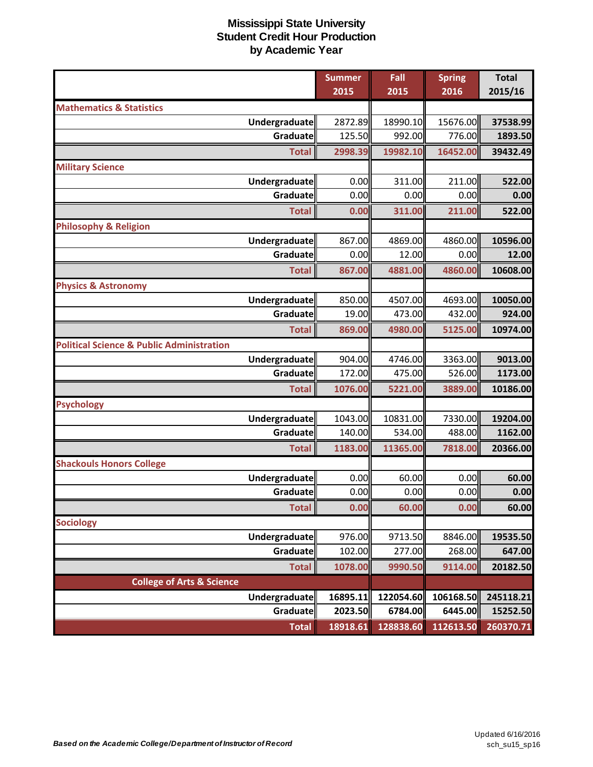# Mississippi State University
## Student Credit Hour Production
## by Academic Year

| | Summer 2015 | Fall 2015 | Spring 2016 | Total 2015/16 |
|---|---|---|---|---|
| **Mathematics & Statistics** | | | | |
| Undergraduate | 2872.89 | 18990.10 | 15676.00 | **37538.99** |
| Graduate | 125.50 | 992.00 | 776.00 | **1893.50** |
| **Total** | **2998.39** | **19982.10** | **16452.00** | **39432.49** |
| **Military Science** | | | | |
| Undergraduate | 0.00 | 311.00 | 211.00 | **522.00** |
| Graduate | 0.00 | 0.00 | 0.00 | **0.00** |
| **Total** | **0.00** | **311.00** | **211.00** | **522.00** |
| **Philosophy & Religion** | | | | |
| Undergraduate | 867.00 | 4869.00 | 4860.00 | **10596.00** |
| Graduate | 0.00 | 12.00 | 0.00 | **12.00** |
| **Total** | **867.00** | **4881.00** | **4860.00** | **10608.00** |
| **Physics & Astronomy** | | | | |
| Undergraduate | 850.00 | 4507.00 | 4693.00 | **10050.00** |
| Graduate | 19.00 | 473.00 | 432.00 | **924.00** |
| **Total** | **869.00** | **4980.00** | **5125.00** | **10974.00** |
| **Political Science & Public Administration** | | | | |
| Undergraduate | 904.00 | 4746.00 | 3363.00 | **9013.00** |
| Graduate | 172.00 | 475.00 | 526.00 | **1173.00** |
| **Total** | **1076.00** | **5221.00** | **3889.00** | **10186.00** |
| **Psychology** | | | | |
| Undergraduate | 1043.00 | 10831.00 | 7330.00 | **19204.00** |
| Graduate | 140.00 | 534.00 | 488.00 | **1162.00** |
| **Total** | **1183.00** | **11365.00** | **7818.00** | **20366.00** |
| **Shackouls Honors College** | | | | |
| Undergraduate | 0.00 | 60.00 | 0.00 | **60.00** |
| Graduate | 0.00 | 0.00 | 0.00 | **0.00** |
| **Total** | **0.00** | **60.00** | **0.00** | **60.00** |
| **Sociology** | | | | |
| Undergraduate | 976.00 | 9713.50 | 8846.00 | **19535.50** |
| Graduate | 102.00 | 277.00 | 268.00 | **647.00** |
| **Total** | **1078.00** | **9990.50** | **9114.00** | **20182.50** |
| **College of Arts & Science** | | | | |
| Undergraduate | **16895.11** | **122054.60** | **106168.50** | **245118.21** |
| Graduate | **2023.50** | **6784.00** | **6445.00** | **15252.50** |
| **Total** | **18918.61** | **128838.60** | **112613.50** | **260370.71** |

***Based on the Academic College/Department of Instructor of Record***

Updated 6/16/2016
sch_su15_sp16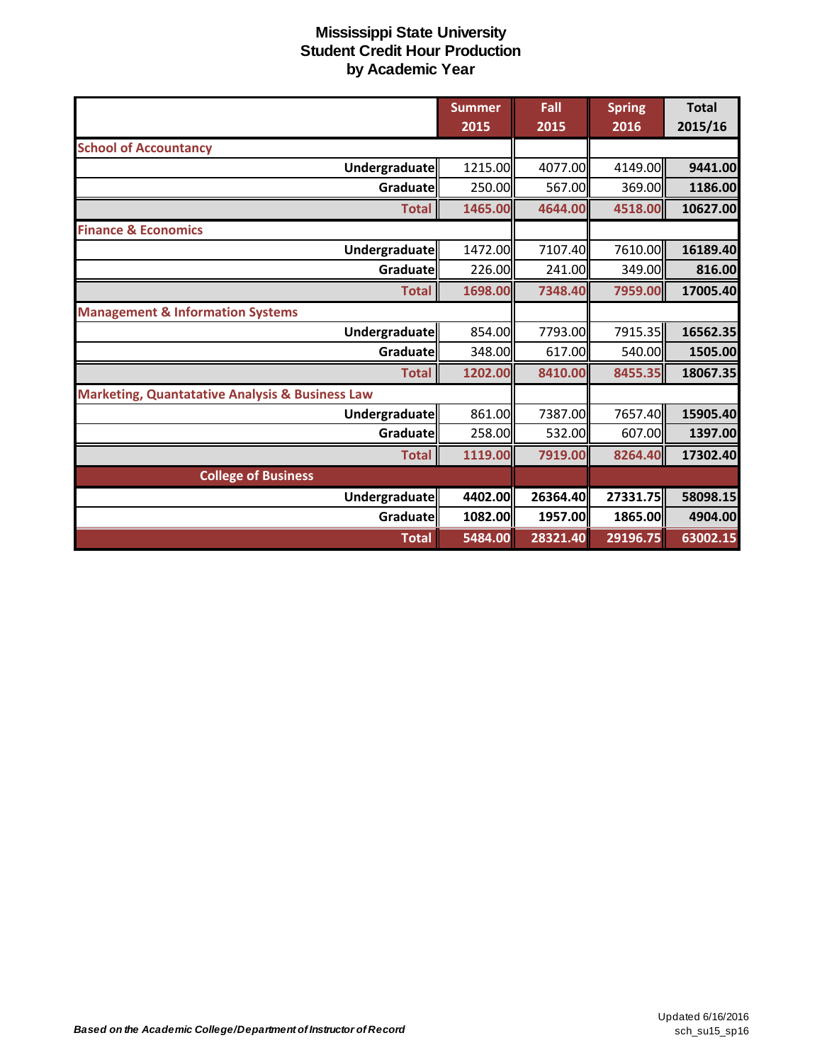# Mississippi State University
## Student Credit Hour Production
## by Academic Year

| | Summer 2015 | Fall 2015 | Spring 2016 | Total 2015/16 |
|---|---|---|---|---|
| **School of Accountancy** | | | | |
| Undergraduate | 1215.00 | 4077.00 | 4149.00 | 9441.00 |
| Graduate | 250.00 | 567.00 | 369.00 | 1186.00 |
| **Total** | 1465.00 | 4644.00 | 4518.00 | 10627.00 |
| **Finance & Economics** | | | | |
| Undergraduate | 1472.00 | 7107.40 | 7610.00 | 16189.40 |
| Graduate | 226.00 | 241.00 | 349.00 | 816.00 |
| **Total** | 1698.00 | 7348.40 | 7959.00 | 17005.40 |
| **Management & Information Systems** | | | | |
| Undergraduate | 854.00 | 7793.00 | 7915.35 | 16562.35 |
| Graduate | 348.00 | 617.00 | 540.00 | 1505.00 |
| **Total** | 1202.00 | 8410.00 | 8455.35 | 18067.35 |
| **Marketing, Quantatative Analysis & Business Law** | | | | |
| Undergraduate | 861.00 | 7387.00 | 7657.40 | 15905.40 |
| Graduate | 258.00 | 532.00 | 607.00 | 1397.00 |
| **Total** | 1119.00 | 7919.00 | 8264.40 | 17302.40 |
| **College of Business** | | | | |
| Undergraduate | 4402.00 | 26364.40 | 27331.75 | 58098.15 |
| Graduate | 1082.00 | 1957.00 | 1865.00 | 4904.00 |
| **Total** | 5484.00 | 28321.40 | 29196.75 | 63002.15 |

*Based on the Academic College/Department of Instructor of Record*

Updated 6/16/2016
sch_su15_sp16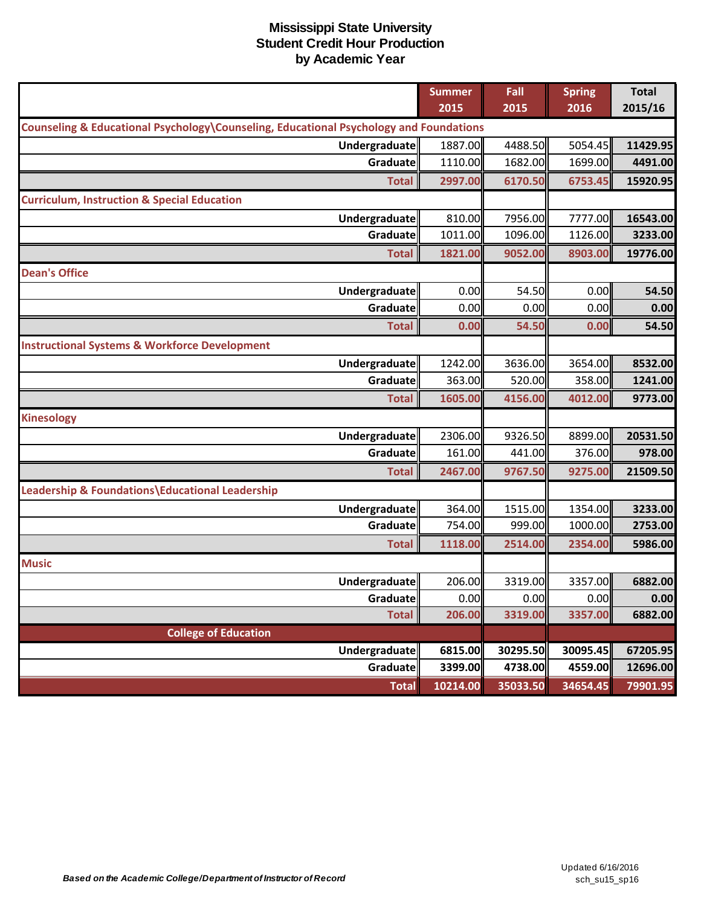# Mississippi State University
## Student Credit Hour Production
## by Academic Year

| | Summer 2015 | Fall 2015 | Spring 2016 | Total 2015/16 |
|---|---|---|---|---|
| **Counseling & Educational Psychology\Counseling, Educational Psychology and Foundations** | | | | |
| Undergraduate | 1887.00 | 4488.50 | 5054.45 | 11429.95 |
| Graduate | 1110.00 | 1682.00 | 1699.00 | 4491.00 |
| **Total** | **2997.00** | **6170.50** | **6753.45** | **15920.95** |
| **Curriculum, Instruction & Special Education** | | | | |
| Undergraduate | 810.00 | 7956.00 | 7777.00 | 16543.00 |
| Graduate | 1011.00 | 1096.00 | 1126.00 | 3233.00 |
| **Total** | **1821.00** | **9052.00** | **8903.00** | **19776.00** |
| **Dean's Office** | | | | |
| Undergraduate | 0.00 | 54.50 | 0.00 | 54.50 |
| Graduate | 0.00 | 0.00 | 0.00 | 0.00 |
| **Total** | **0.00** | **54.50** | **0.00** | **54.50** |
| **Instructional Systems & Workforce Development** | | | | |
| Undergraduate | 1242.00 | 3636.00 | 3654.00 | 8532.00 |
| Graduate | 363.00 | 520.00 | 358.00 | 1241.00 |
| **Total** | **1605.00** | **4156.00** | **4012.00** | **9773.00** |
| **Kinesology** | | | | |
| Undergraduate | 2306.00 | 9326.50 | 8899.00 | 20531.50 |
| Graduate | 161.00 | 441.00 | 376.00 | 978.00 |
| **Total** | **2467.00** | **9767.50** | **9275.00** | **21509.50** |
| **Leadership & Foundations\Educational Leadership** | | | | |
| Undergraduate | 364.00 | 1515.00 | 1354.00 | 3233.00 |
| Graduate | 754.00 | 999.00 | 1000.00 | 2753.00 |
| **Total** | **1118.00** | **2514.00** | **2354.00** | **5986.00** |
| **Music** | | | | |
| Undergraduate | 206.00 | 3319.00 | 3357.00 | 6882.00 |
| Graduate | 0.00 | 0.00 | 0.00 | 0.00 |
| **Total** | **206.00** | **3319.00** | **3357.00** | **6882.00** |
| **College of Education** | | | | |
| Undergraduate | 6815.00 | 30295.50 | 30095.45 | 67205.95 |
| Graduate | 3399.00 | 4738.00 | 4559.00 | 12696.00 |
| **Total** | **10214.00** | **35033.50** | **34654.45** | **79901.95** |

*Based on the Academic College/Department of Instructor of Record*

Updated 6/16/2016
sch_su15_sp16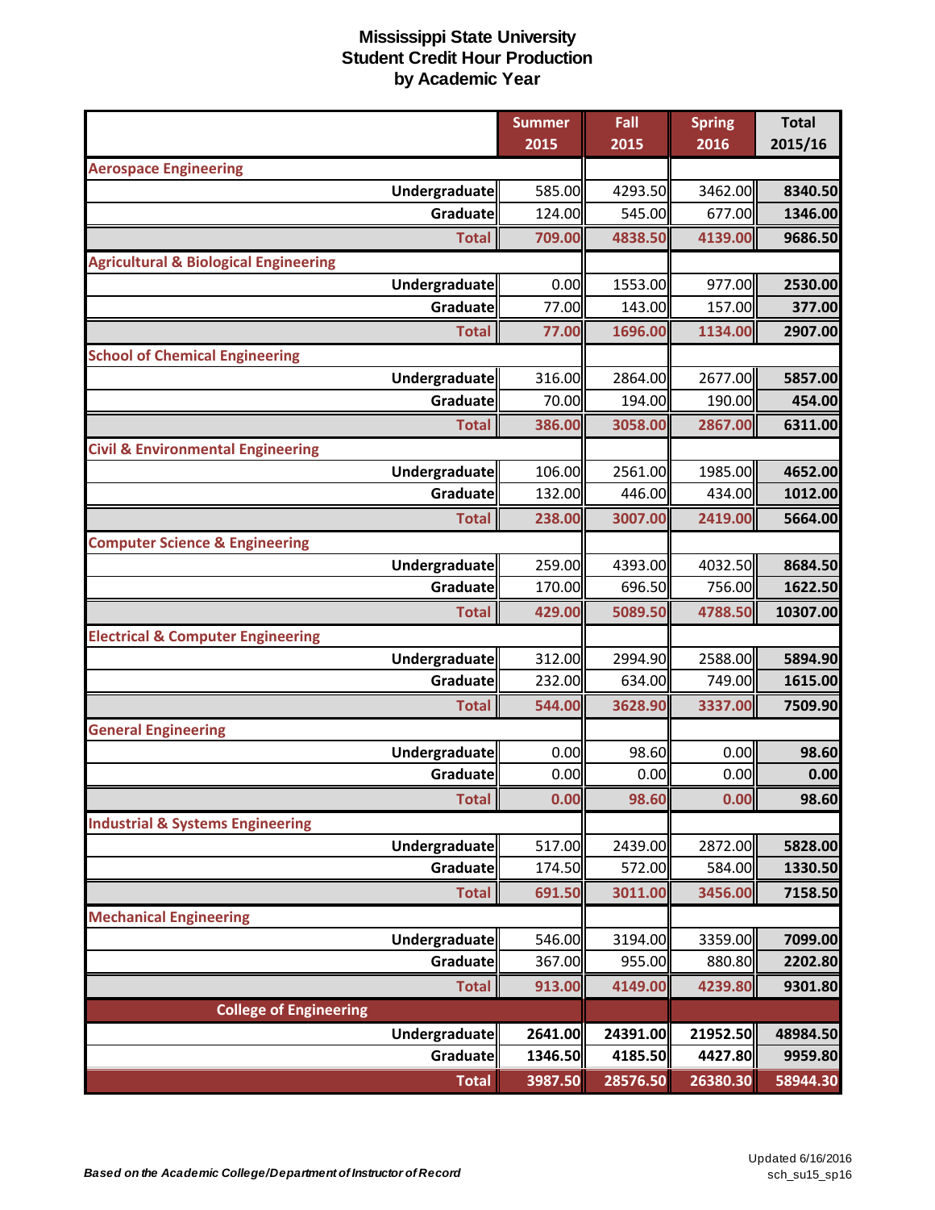# Mississippi State University
## Student Credit Hour Production
### by Academic Year

| | Summer 2015 | Fall 2015 | Spring 2016 | Total 2015/16 |
|---|---|---|---|---|
| **Aerospace Engineering** | | | | |
| Undergraduate | 585.00 | 4293.50 | 3462.00 | **8340.50** |
| Graduate | 124.00 | 545.00 | 677.00 | **1346.00** |
| **Total** | **709.00** | **4838.50** | **4139.00** | **9686.50** |
| **Agricultural & Biological Engineering** | | | | |
| Undergraduate | 0.00 | 1553.00 | 977.00 | **2530.00** |
| Graduate | 77.00 | 143.00 | 157.00 | **377.00** |
| **Total** | **77.00** | **1696.00** | **1134.00** | **2907.00** |
| **School of Chemical Engineering** | | | | |
| Undergraduate | 316.00 | 2864.00 | 2677.00 | **5857.00** |
| Graduate | 70.00 | 194.00 | 190.00 | **454.00** |
| **Total** | **386.00** | **3058.00** | **2867.00** | **6311.00** |
| **Civil & Environmental Engineering** | | | | |
| Undergraduate | 106.00 | 2561.00 | 1985.00 | **4652.00** |
| Graduate | 132.00 | 446.00 | 434.00 | **1012.00** |
| **Total** | **238.00** | **3007.00** | **2419.00** | **5664.00** |
| **Computer Science & Engineering** | | | | |
| Undergraduate | 259.00 | 4393.00 | 4032.50 | **8684.50** |
| Graduate | 170.00 | 696.50 | 756.00 | **1622.50** |
| **Total** | **429.00** | **5089.50** | **4788.50** | **10307.00** |
| **Electrical & Computer Engineering** | | | | |
| Undergraduate | 312.00 | 2994.90 | 2588.00 | **5894.90** |
| Graduate | 232.00 | 634.00 | 749.00 | **1615.00** |
| **Total** | **544.00** | **3628.90** | **3337.00** | **7509.90** |
| **General Engineering** | | | | |
| Undergraduate | 0.00 | 98.60 | 0.00 | **98.60** |
| Graduate | 0.00 | 0.00 | 0.00 | **0.00** |
| **Total** | **0.00** | **98.60** | **0.00** | **98.60** |
| **Industrial & Systems Engineering** | | | | |
| Undergraduate | 517.00 | 2439.00 | 2872.00 | **5828.00** |
| Graduate | 174.50 | 572.00 | 584.00 | **1330.50** |
| **Total** | **691.50** | **3011.00** | **3456.00** | **7158.50** |
| **Mechanical Engineering** | | | | |
| Undergraduate | 546.00 | 3194.00 | 3359.00 | **7099.00** |
| Graduate | 367.00 | 955.00 | 880.80 | **2202.80** |
| **Total** | **913.00** | **4149.00** | **4239.80** | **9301.80** |
| **College of Engineering** | | | | |
| Undergraduate | **2641.00** | **24391.00** | **21952.50** | **48984.50** |
| Graduate | **1346.50** | **4185.50** | **4427.80** | **9959.80** |
| **Total** | **3987.50** | **28576.50** | **26380.30** | **58944.30** |

***Based on the Academic College/Department of Instructor of Record***

Updated 6/16/2016
sch_su15_sp16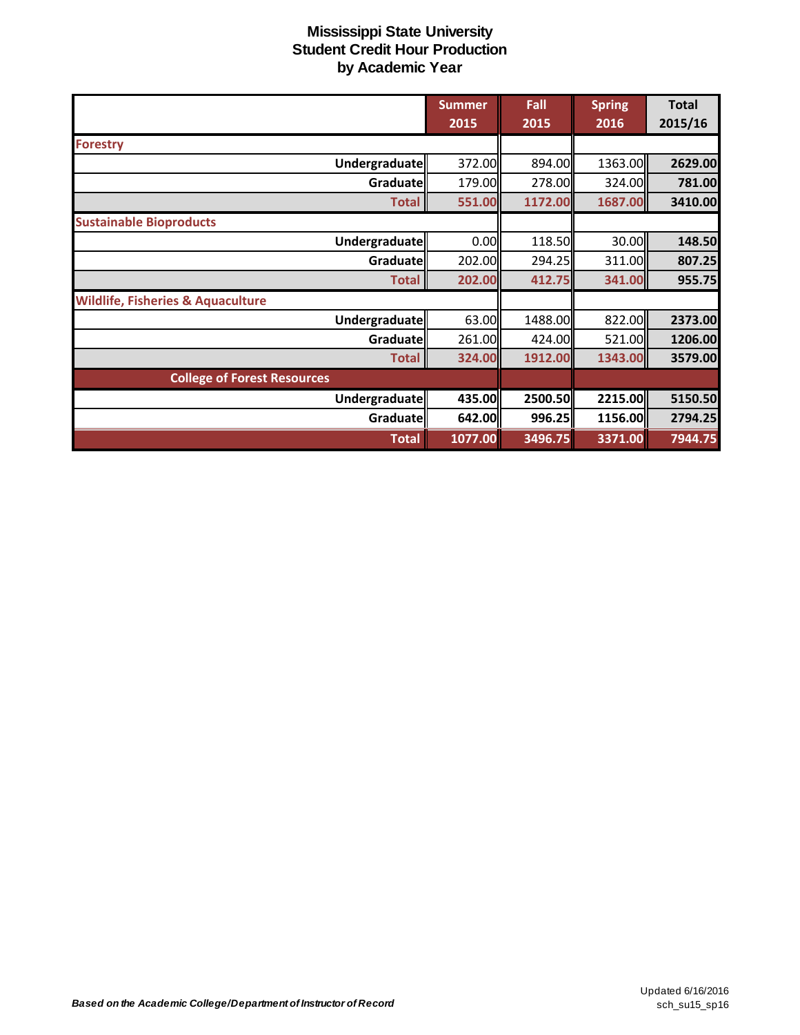# Mississippi State University
## Student Credit Hour Production
## by Academic Year

| | Summer 2015 | Fall 2015 | Spring 2016 | Total 2015/16 |
|---|---|---|---|---|
| **Forestry** | | | | |
| Undergraduate | 372.00 | 894.00 | 1363.00 | 2629.00 |
| Graduate | 179.00 | 278.00 | 324.00 | 781.00 |
| **Total** | 551.00 | 1172.00 | 1687.00 | 3410.00 |
| **Sustainable Bioproducts** | | | | |
| Undergraduate | 0.00 | 118.50 | 30.00 | 148.50 |
| Graduate | 202.00 | 294.25 | 311.00 | 807.25 |
| **Total** | 202.00 | 412.75 | 341.00 | 955.75 |
| **Wildlife, Fisheries & Aquaculture** | | | | |
| Undergraduate | 63.00 | 1488.00 | 822.00 | 2373.00 |
| Graduate | 261.00 | 424.00 | 521.00 | 1206.00 |
| **Total** | 324.00 | 1912.00 | 1343.00 | 3579.00 |
| **College of Forest Resources** | | | | |
| Undergraduate | 435.00 | 2500.50 | 2215.00 | 5150.50 |
| Graduate | 642.00 | 996.25 | 1156.00 | 2794.25 |
| **Total** | 1077.00 | 3496.75 | 3371.00 | 7944.75 |

*Based on the Academic College/Department of Instructor of Record*

Updated 6/16/2016
sch_su15_sp16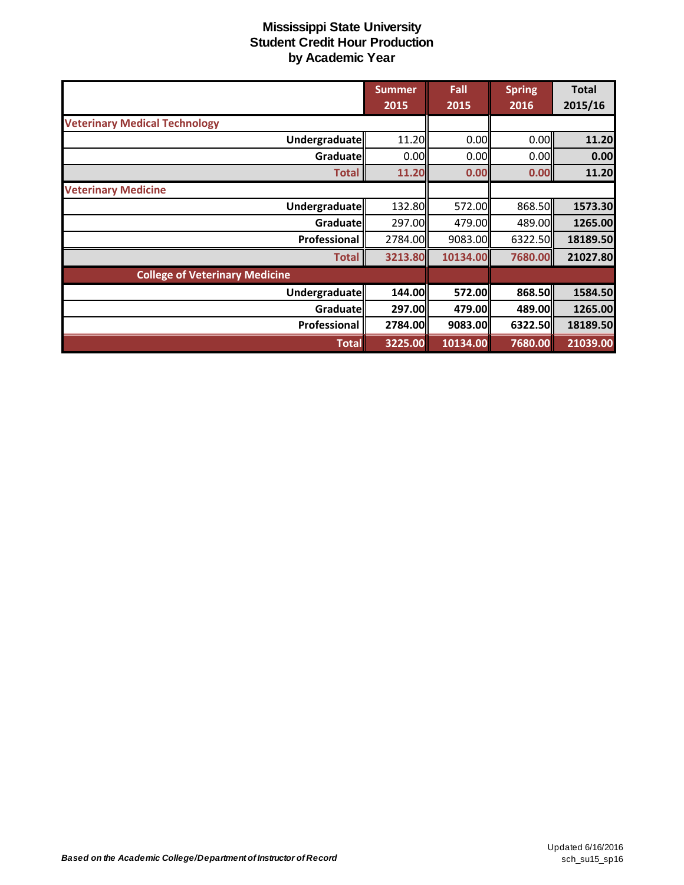# Mississippi State University
## Student Credit Hour Production
## by Academic Year

| | Summer 2015 | Fall 2015 | Spring 2016 | Total 2015/16 |
|---|---|---|---|---|
| **Veterinary Medical Technology** | | | | |
| Undergraduate | 11.20 | 0.00 | 0.00 | **11.20** |
| Graduate | 0.00 | 0.00 | 0.00 | **0.00** |
| **Total** | **11.20** | **0.00** | **0.00** | **11.20** |
| **Veterinary Medicine** | | | | |
| Undergraduate | 132.80 | 572.00 | 868.50 | **1573.30** |
| Graduate | 297.00 | 479.00 | 489.00 | **1265.00** |
| Professional | 2784.00 | 9083.00 | 6322.50 | **18189.50** |
| **Total** | **3213.80** | **10134.00** | **7680.00** | **21027.80** |
| **College of Veterinary Medicine** | | | | |
| Undergraduate | **144.00** | **572.00** | **868.50** | **1584.50** |
| Graduate | **297.00** | **479.00** | **489.00** | **1265.00** |
| Professional | **2784.00** | **9083.00** | **6322.50** | **18189.50** |
| **Total** | **3225.00** | **10134.00** | **7680.00** | **21039.00** |

***Based on the Academic College/Department of Instructor of Record***

Updated 6/16/2016
sch_su15_sp16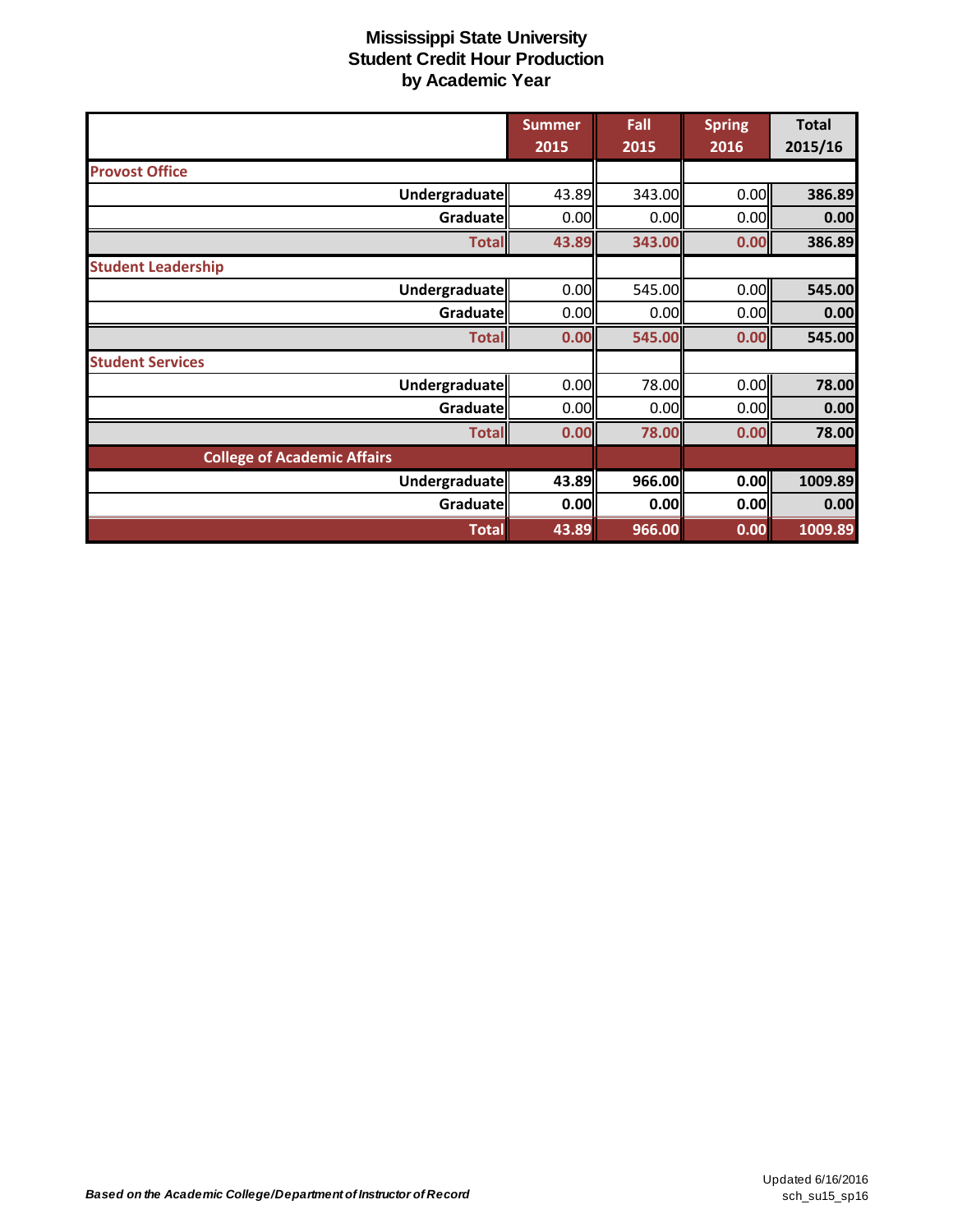# Mississippi State University
## Student Credit Hour Production
## by Academic Year

| | Summer 2015 | Fall 2015 | Spring 2016 | Total 2015/16 |
|---|---|---|---|---|
| **Provost Office** | | | | |
| **Undergraduate** | 43.89 | 343.00 | 0.00 | **386.89** |
| **Graduate** | 0.00 | 0.00 | 0.00 | **0.00** |
| **Total** | **43.89** | **343.00** | **0.00** | **386.89** |
| **Student Leadership** | | | | |
| **Undergraduate** | 0.00 | 545.00 | 0.00 | **545.00** |
| **Graduate** | 0.00 | 0.00 | 0.00 | **0.00** |
| **Total** | **0.00** | **545.00** | **0.00** | **545.00** |
| **Student Services** | | | | |
| **Undergraduate** | 0.00 | 78.00 | 0.00 | **78.00** |
| **Graduate** | 0.00 | 0.00 | 0.00 | **0.00** |
| **Total** | **0.00** | **78.00** | **0.00** | **78.00** |
| **College of Academic Affairs** | | | | |
| **Undergraduate** | **43.89** | **966.00** | **0.00** | **1009.89** |
| **Graduate** | **0.00** | **0.00** | **0.00** | **0.00** |
| **Total** | **43.89** | **966.00** | **0.00** | **1009.89** |

***Based on the Academic College/Department of Instructor of Record***

Updated 6/16/2016
sch_su15_sp16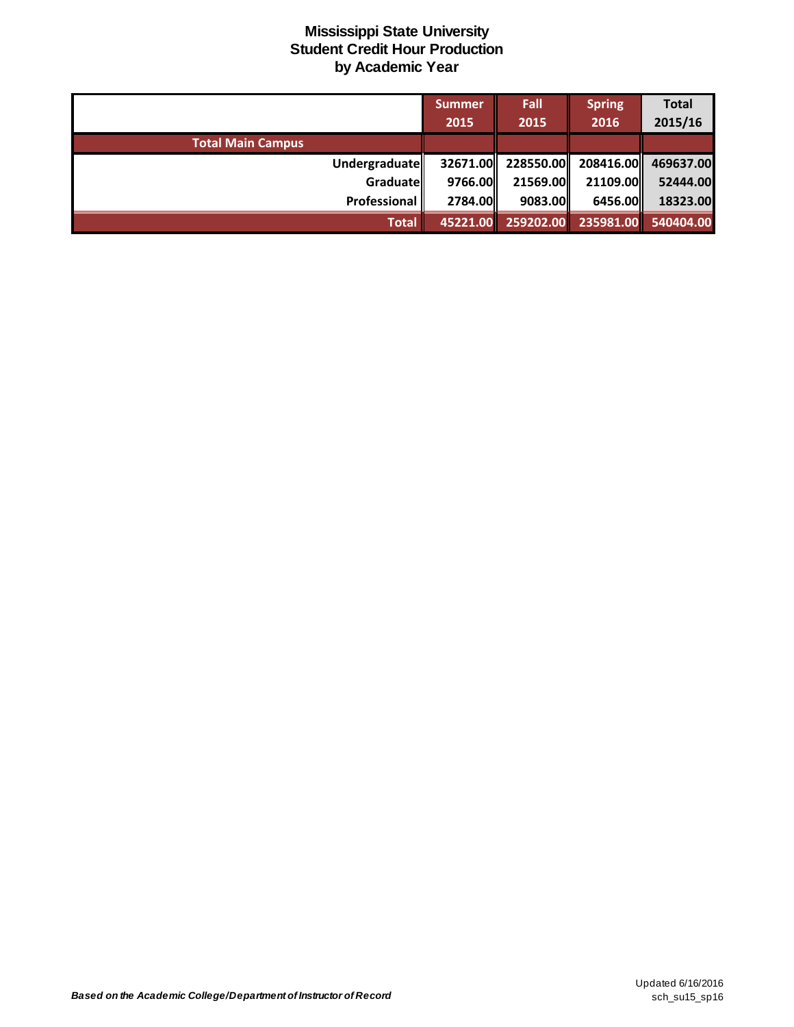# Mississippi State University
## Student Credit Hour Production
## by Academic Year

| | Summer 2015 | Fall 2015 | Spring 2016 | Total 2015/16 |
|---|---|---|---|---|
| **Total Main Campus** | | | | |
| Undergraduate | 32671.00 | 228550.00 | 208416.00 | 469637.00 |
| Graduate | 9766.00 | 21569.00 | 21109.00 | 52444.00 |
| Professional | 2784.00 | 9083.00 | 6456.00 | 18323.00 |
| **Total** | **45221.00** | **259202.00** | **235981.00** | **540404.00** |

*Based on the Academic College/Department of Instructor of Record*

Updated 6/16/2016
sch_su15_sp16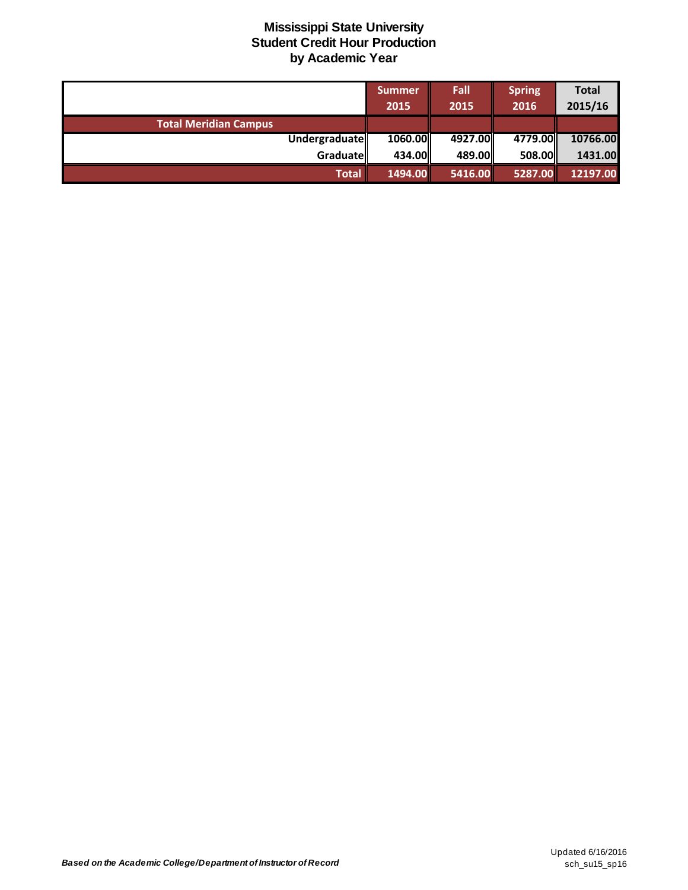# Mississippi State University
## Student Credit Hour Production
### by Academic Year

| | Summer 2015 | Fall 2015 | Spring 2016 | Total 2015/16 |
|---|---|---|---|---|
| **Total Meridian Campus** | | | | |
| Undergraduate | 1060.00 | 4927.00 | 4779.00 | 10766.00 |
| Graduate | 434.00 | 489.00 | 508.00 | 1431.00 |
| **Total** | 1494.00 | 5416.00 | 5287.00 | 12197.00 |

***Based on the Academic College/Department of Instructor of Record***

Updated 6/16/2016
sch_su15_sp16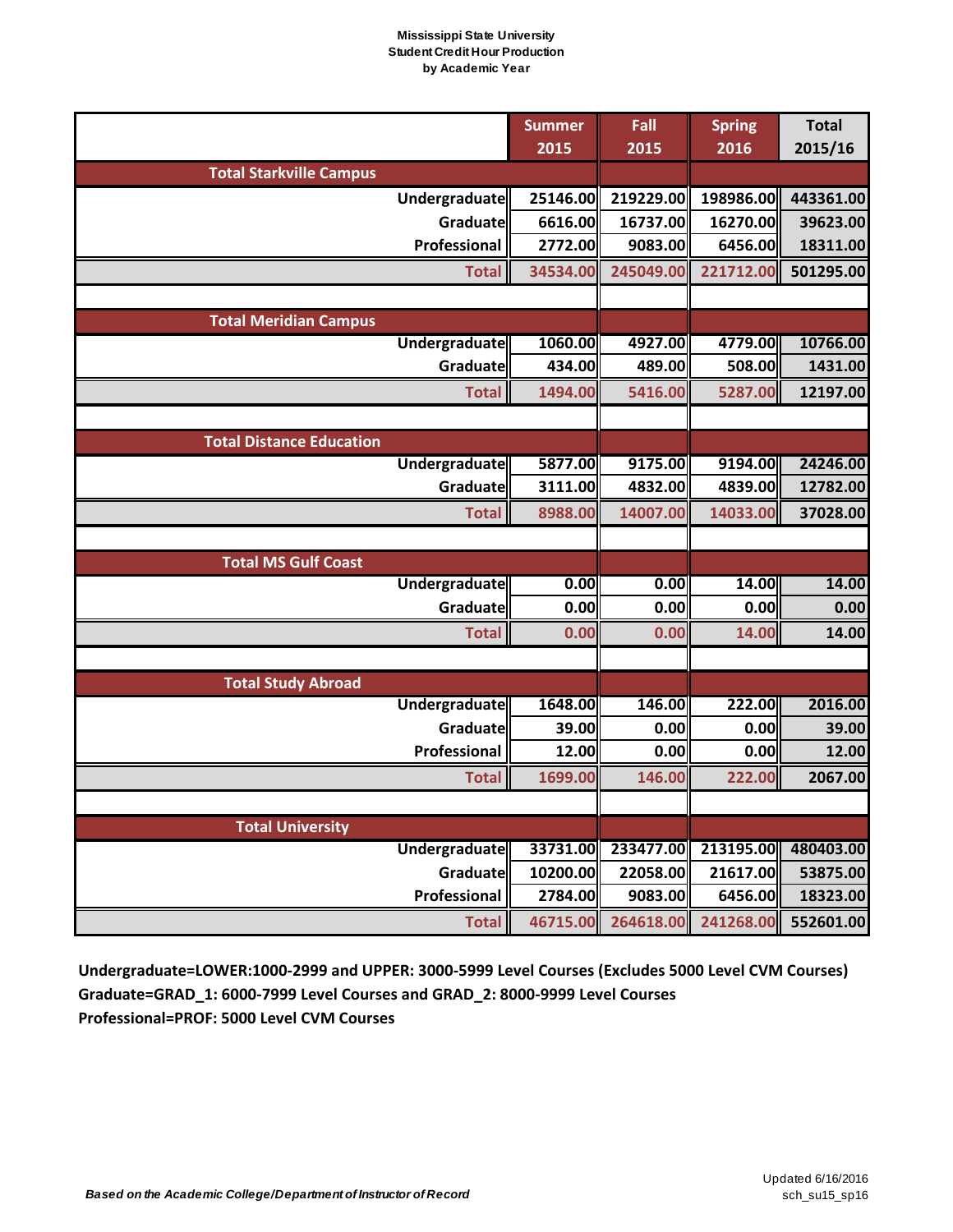**Mississippi State University**
**Student Credit Hour Production**
**by Academic Year**

| | Summer 2015 | Fall 2015 | Spring 2016 | Total 2015/16 |
|---|---|---|---|---|
| **Total Starkville Campus** | | | | |
| Undergraduate | 25146.00 | 219229.00 | 198986.00 | 443361.00 |
| Graduate | 6616.00 | 16737.00 | 16270.00 | 39623.00 |
| Professional | 2772.00 | 9083.00 | 6456.00 | 18311.00 |
| **Total** | 34534.00 | 245049.00 | 221712.00 | 501295.00 |
| **Total Meridian Campus** | | | | |
| Undergraduate | 1060.00 | 4927.00 | 4779.00 | 10766.00 |
| Graduate | 434.00 | 489.00 | 508.00 | 1431.00 |
| **Total** | 1494.00 | 5416.00 | 5287.00 | 12197.00 |
| **Total Distance Education** | | | | |
| Undergraduate | 5877.00 | 9175.00 | 9194.00 | 24246.00 |
| Graduate | 3111.00 | 4832.00 | 4839.00 | 12782.00 |
| **Total** | 8988.00 | 14007.00 | 14033.00 | 37028.00 |
| **Total MS Gulf Coast** | | | | |
| Undergraduate | 0.00 | 0.00 | 14.00 | 14.00 |
| Graduate | 0.00 | 0.00 | 0.00 | 0.00 |
| **Total** | 0.00 | 0.00 | 14.00 | 14.00 |
| **Total Study Abroad** | | | | |
| Undergraduate | 1648.00 | 146.00 | 222.00 | 2016.00 |
| Graduate | 39.00 | 0.00 | 0.00 | 39.00 |
| Professional | 12.00 | 0.00 | 0.00 | 12.00 |
| **Total** | 1699.00 | 146.00 | 222.00 | 2067.00 |
| **Total University** | | | | |
| Undergraduate | 33731.00 | 233477.00 | 213195.00 | 480403.00 |
| Graduate | 10200.00 | 22058.00 | 21617.00 | 53875.00 |
| Professional | 2784.00 | 9083.00 | 6456.00 | 18323.00 |
| **Total** | 46715.00 | 264618.00 | 241268.00 | 552601.00 |

**Undergraduate=LOWER:1000-2999 and UPPER: 3000-5999 Level Courses (Excludes 5000 Level CVM Courses)**
**Graduate=GRAD_1: 6000-7999 Level Courses and GRAD_2: 8000-9999 Level Courses**
**Professional=PROF: 5000 Level CVM Courses**

***Based on the Academic College/Department of Instructor of Record***

Updated 6/16/2016
sch_su15_sp16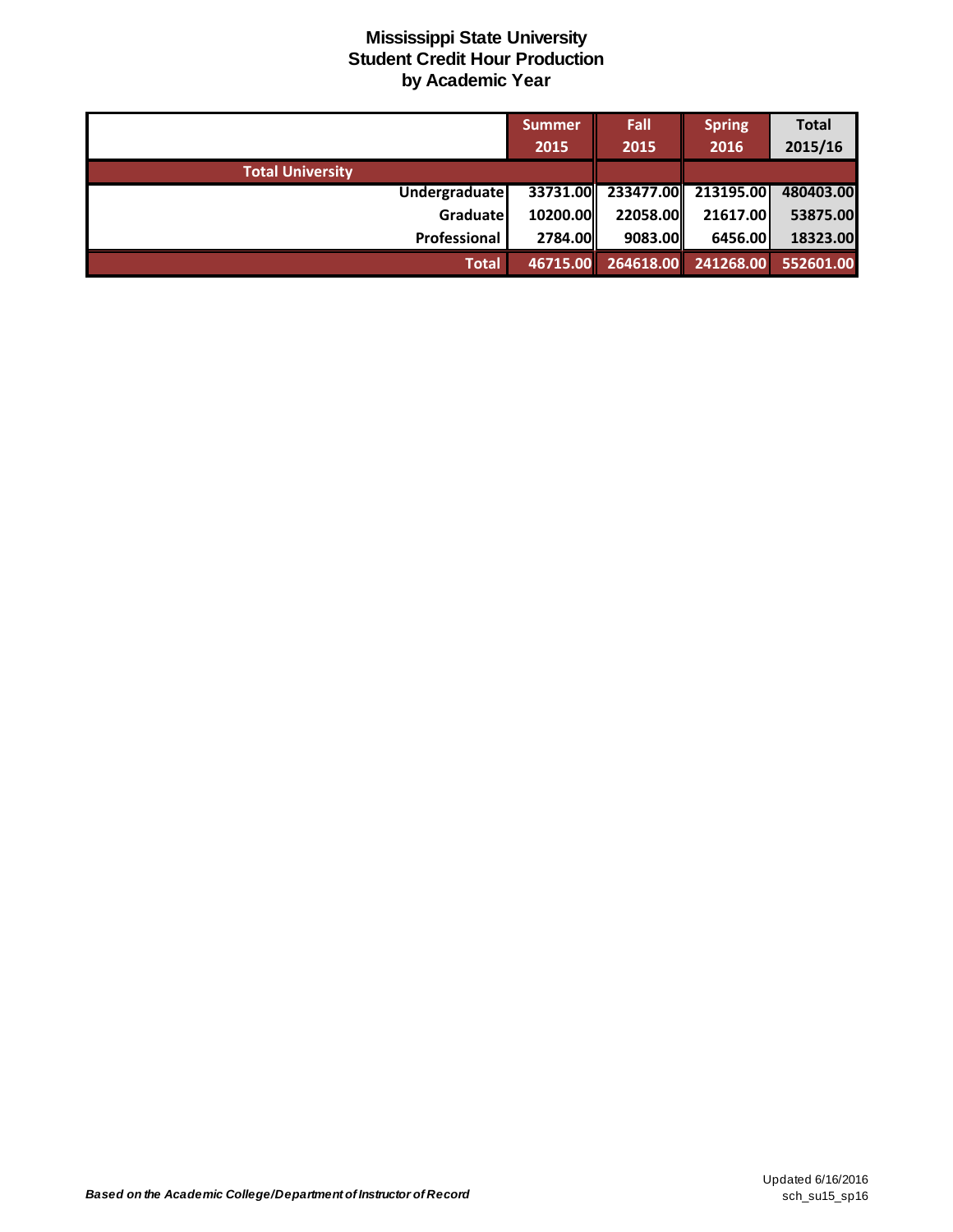# Mississippi State University
## Student Credit Hour Production
## by Academic Year

| | Summer 2015 | Fall 2015 | Spring 2016 | Total 2015/16 |
|---|---|---|---|---|
| **Total University** | | | | |
| Undergraduate | 33731.00 | 233477.00 | 213195.00 | 480403.00 |
| Graduate | 10200.00 | 22058.00 | 21617.00 | 53875.00 |
| Professional | 2784.00 | 9083.00 | 6456.00 | 18323.00 |
| **Total** | 46715.00 | 264618.00 | 241268.00 | 552601.00 |

*Based on the Academic College/Department of Instructor of Record*

Updated 6/16/2016
sch_su15_sp16